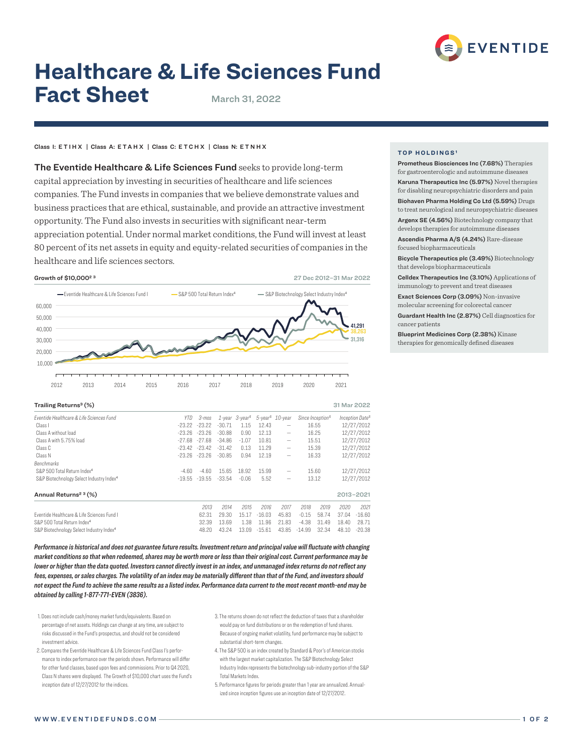# Healthcare & Life Sciences Fund Fact Sheet

March 31, 2022

Class I: ETIHX | Class A: ETAHX | Class C: ETCHX | Class N: ETNHX

**The Eventide Healthcare & Life Sciences Fund** seeks to provide long-term capital appreciation by investing in securities of healthcare and life sciences companies. The Fund invests in companies that we believe demonstrate values and business practices that are ethical, sustainable, and provide an attractive investment opportunity. The Fund also invests in securities with significant near-term appreciation potential. Under normal market conditions, the Fund will invest at least 80 percent of its net assets in equity and equity-related securities of companies in the healthcare and life sciences sectors.

### Growth of $10,000[2 3]

27 Dec 2012–31 Mar 2022

Eventide Healthcare & Life Sciences Fund I: 41,291 | S&P 500 Total Return Index[4]: 38,263 | S&P Biotechnology Select Industry Index[4]: 31,316

### Trailing Returns[3] (%)

31 Mar 2022

| Eventide Healthcare & Life Sciences Fund | YTD | 3-mos | 1-year | 3-year[5] | 5-year[5] | 10-year | Since Inception[5] | Inception Date[5] |
|---|---|---|---|---|---|---|---|---|
| Class I | -23.22 | -23.22 | -30.71 | 1.15 | 12.43 | — | 16.55 | 12/27/2012 |
| Class A without load | -23.26 | -23.26 | -30.88 | 0.90 | 12.13 | — | 16.25 | 12/27/2012 |
| Class A with 5.75% load | -27.68 | -27.68 | -34.86 | -1.07 | 10.81 | — | 15.51 | 12/27/2012 |
| Class C | -23.42 | -23.42 | -31.42 | 0.13 | 11.29 | — | 15.39 | 12/27/2012 |
| Class N | -23.26 | -23.26 | -30.85 | 0.94 | 12.19 | — | 16.33 | 12/27/2012 |
| *Benchmarks* | | | | | | | | |
| S&P 500 Total Return Index[4] | -4.60 | -4.60 | 15.65 | 18.92 | 15.99 | — | 15.60 | 12/27/2012 |
| S&P Biotechnology Select Industry Index[4] | -19.55 | -19.55 | -33.54 | -0.06 | 5.52 | — | 13.12 | 12/27/2012 |

### Annual Returns[2 3] (%)

2013–2021

| | 2013 | 2014 | 2015 | 2016 | 2017 | 2018 | 2019 | 2020 | 2021 |
|---|---|---|---|---|---|---|---|---|---|
| Eventide Healthcare & Life Sciences Fund I | 62.31 | 29.30 | 15.17 | -16.03 | 45.83 | -0.15 | 58.74 | 37.04 | -16.60 |
| S&P 500 Total Return Index[4] | 32.39 | 13.69 | 1.38 | 11.96 | 21.83 | -4.38 | 31.49 | 18.40 | 28.71 |
| S&P Biotechnology Select Industry Index[4] | 48.20 | 43.24 | 13.09 | -15.61 | 43.85 | -14.99 | 32.34 | 48.10 | -20.38 |

***Performance is historical and does not guarantee future results. Investment return and principal value will fluctuate with changing market conditions so that when redeemed, shares may be worth more or less than their original cost. Current performance may be lower or higher than the data quoted. Investors cannot directly invest in an index, and unmanaged index returns do not reflect any fees, expenses, or sales charges. The volatility of an index may be materially different than that of the Fund, and investors should not expect the Fund to achieve the same results as a listed index. Performance data current to the most recent month-end may be obtained by calling 1-877-771-EVEN (3836).***

1. Does not include cash/money market funds/equivalents. Based on percentage of net assets. Holdings can change at any time, are subject to risks discussed in the Fund's prospectus, and should not be considered investment advice.
2. Compares the Eventide Healthcare & Life Sciences Fund Class I's performance to index performance over the periods shown. Performance will differ for other fund classes, based upon fees and commissions. Prior to Q4 2020, Class N shares were displayed. The Growth of $10,000 chart uses the Fund's inception date of 12/27/2012 for the indices.
3. The returns shown do not reflect the deduction of taxes that a shareholder would pay on fund distributions or on the redemption of fund shares. Because of ongoing market volatility, fund performance may be subject to substantial short-term changes.
4. The S&P 500 is an index created by Standard & Poor's of American stocks with the largest market capitalization. The S&P Biotechnology Select Industry Index represents the biotechnology sub-industry portion of the S&P Total Markets Index.
5. Performance figures for periods greater than 1 year are annualized. Annualized since inception figures use an inception date of 12/27/2012.

### TOP HOLDINGS[1]

**Prometheus Biosciences Inc (7.68%)** Therapies for gastroenterologic and autoimmune diseases

**Karuna Therapeutics Inc (5.97%)** Novel therapies for disabling neuropsychiatric disorders and pain

**Biohaven Pharma Holding Co Ltd (5.59%)** Drugs to treat neurological and neuropsychiatric diseases

**Argenx SE (4.56%)** Biotechnology company that develops therapies for autoimmune diseases

**Ascendis Pharma A/S (4.24%)** Rare-disease focused biopharmaceuticals

**Bicycle Therapeutics plc (3.49%)** Biotechnology that develops biopharmaceuticals

**Celldex Therapeutics Inc (3.10%)** Applications of immunology to prevent and treat diseases

**Exact Sciences Corp (3.09%)** Non-invasive molecular screening for colorectal cancer

**Guardant Health Inc (2.87%)** Cell diagnostics for cancer patients

**Blueprint Medicines Corp (2.38%)** Kinase therapies for genomically defined diseases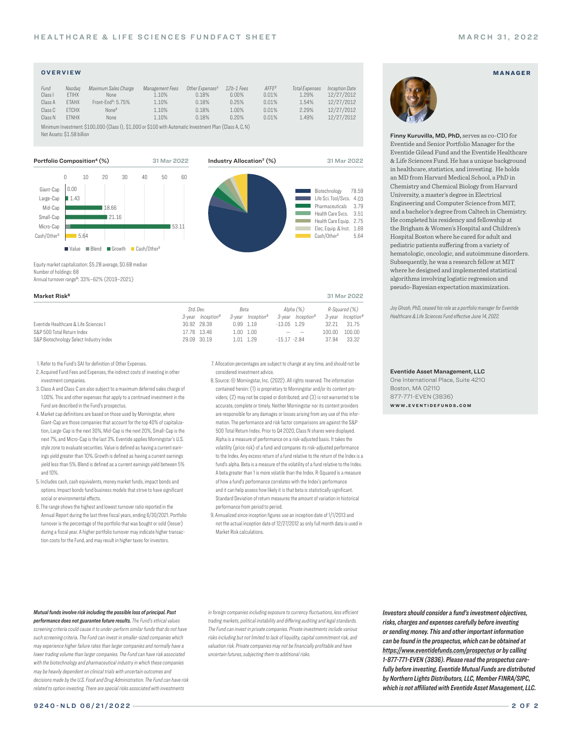## OVERVIEW

| Fund | Nasdaq | Maximum Sales Charge | Management Fees | Other Expenses[1] | 12b-1 Fees | AFFE[2] | Total Expenses | Inception Date |
|---|---|---|---|---|---|---|---|---|
| Class I | ETIHX | None | 1.10% | 0.18% | 0.00% | 0.01% | 1.29% | 12/27/2012 |
| Class A | ETAHX | Front-End[3]: 5.75% | 1.10% | 0.18% | 0.25% | 0.01% | 1.54% | 12/27/2012 |
| Class C | ETCHX | None[3] | 1.10% | 0.18% | 1.00% | 0.01% | 2.29% | 12/27/2012 |
| Class N | ETNHX | None | 1.10% | 0.18% | 0.20% | 0.01% | 1.49% | 12/27/2012 |

Minimum Investment: $100,000 (Class I), $1,000 or $100 with Automatic Investment Plan (Class A, C, N)
Net Assets: $1.58 billion

### Portfolio Composition[4] (%) — 31 Mar 2022

0 10 20 30 40 50 60
Giant-Cap 0.00
Large-Cap 1.43
Mid-Cap 18.66
Small-Cap 21.16
Micro-Cap 53.11
Cash/Other[5] 5.64
Value Blend Growth Cash/Other[5]

Equity market capitalization: $5.2B average, $0.6B median
Number of holdings: 68
Annual turnover range[6]: 33%–62% (2019–2021)

### Industry Allocation[7] (%) — 31 Mar 2022

Biotechnology 78.59
Life Sci. Tool/Svcs. 4.03
Pharmaceuticals 3.79
Health Care Svcs. 3.51
Health Care Equip. 2.75
Elec. Equip. & Inst. 1.69
Cash/Other[5] 5.64

### Market Risk[8] — 31 Mar 2022

| | Std. Dev. | | Beta | | Alpha (%) | | R-Squared (%) | |
|---|---|---|---|---|---|---|---|---|
| | 3-year | Inception[9] | 3-year | Inception[9] | 3-year | Inception[9] | 3-year | Inception[9] |
| Eventide Healthcare & Life Sciences I | 30.92 | 28.39 | 0.99 | 1.19 | -13.05 | 1.29 | 32.21 | 31.75 |
| S&P 500 Total Return Index | 17.76 | 13.46 | 1.00 | 1.00 | – | – | 100.00 | 100.00 |
| S&P Biotechnology Select Industry Index | 29.09 | 30.19 | 1.01 | 1.29 | -15.17 | -2.84 | 37.94 | 33.32 |

1. Refer to the Fund's SAI for definition of Other Expenses.
2. Acquired Fund Fees and Expenses, the indirect costs of investing in other investment companies.
3. Class A and Class C are also subject to a maximum deferred sales charge of 1.00%. This and other expenses that apply to a continued investment in the Fund are described in the Fund's prospectus.
4. Market cap definitions are based on those used by Morningstar, where Giant-Cap are those companies that account for the top 40% of capitalization, Large-Cap is the next 30%, Mid-Cap is the next 20%, Small-Cap is the next 7%, and Micro-Cap is the last 3%. Eventide applies Morningstar's U.S. style zone to evaluate securities. Value is defined as having a current earnings yield greater than 10%. Growth is defined as having a current earnings yield less than 5%. Blend is defined as a current earnings yield between 5% and 10%.
5. Includes cash, cash equivalents, money market funds, impact bonds and options. Impact bonds fund business models that strive to have significant social or environmental effects.
6. The range shows the highest and lowest turnover ratio reported in the Annual Report during the last three fiscal years, ending 6/30/2021. Portfolio turnover is the percentage of the portfolio that was bought or sold (lesser) during a fiscal year. A higher portfolio turnover may indicate higher transaction costs for the Fund, and may result in higher taxes for investors.
7. Allocation percentages are subject to change at any time, and should not be considered investment advice.
8. Source: © Morningstar, Inc. (2022). All rights reserved. The information contained herein: (1) is proprietary to Morningstar and/or its content providers; (2) may not be copied or distributed; and (3) is not warranted to be accurate, complete or timely. Neither Morningstar nor its content providers are responsible for any damages or losses arising from any use of this information. The performance and risk factor comparisons are against the S&P 500 Total Return Index. Prior to Q4 2020, Class N shares were displayed. Alpha is a measure of performance on a risk-adjusted basis. It takes the volatility (price risk) of a fund and compares its risk-adjusted performance to the Index. Any excess return of a fund relative to the return of the Index is a fund's alpha. Beta is a measure of the volatility of a fund relative to the Index. A beta greater than 1 is more volatile than the Index. R-Squared is a measure of how a fund's performance correlates with the Index's performance and it can help assess how likely it is that beta is statistically significant. Standard Deviation of return measures the amount of variation in historical performance from period to period.
9. Annualized since inception figures use an inception date of 1/1/2013 and not the actual inception date of 12/27/2012 as only full month data is used in Market Risk calculations.

## MANAGER

**Finny Kuruvilla, MD, PhD,** serves as co-CIO for Eventide and Senior Portfolio Manager for the Eventide Gilead Fund and the Eventide Healthcare & Life Sciences Fund. He has a unique background in healthcare, statistics, and investing. He holds an MD from Harvard Medical School, a PhD in Chemistry and Chemical Biology from Harvard University, a master's degree in Electrical Engineering and Computer Science from MIT, and a bachelor's degree from Caltech in Chemistry. He completed his residency and fellowship at the Brigham & Women's Hospital and Children's Hospital Boston where he cared for adult and pediatric patients suffering from a variety of hematologic, oncologic, and autoimmune disorders. Subsequently, he was a research fellow at MIT where he designed and implemented statistical algorithms involving logistic regression and pseudo-Bayesian expectation maximization.

*Joy Ghosh, PhD, ceased his role as a portfolio manager for Eventide Healthcare & Life Sciences Fund effective June 14, 2022.*

**Eventide Asset Management, LLC**
One International Place, Suite 4210
Boston, MA 02110
877-771-EVEN (3836)
**WWW.EVENTIDEFUNDS.COM**

***Mutual funds involve risk including the possible loss of principal. Past performance does not guarantee future results.*** *The Fund's ethical values screening criteria could cause it to under-perform similar funds that do not have such screening criteria. The Fund can invest in smaller-sized companies which may experience higher failure rates than larger companies and normally have a lower trading volume than larger companies. The Fund can have risk associated with the biotechnology and pharmaceutical industry in which these companies may be heavily dependent on clinical trials with uncertain outcomes and decisions made by the U.S. Food and Drug Administration. The Fund can have risk related to option investing. There are special risks associated with investments in foreign companies including exposure to currency fluctuations, less efficient trading markets, political instability and differing auditing and legal standards. The Fund can invest in private companies. Private investments include various risks including but not limited to lack of liquidity, capital commitment risk, and valuation risk. Private companies may not be financially profitable and have uncertain futures, subjecting them to additional risks.*

***Investors should consider a fund's investment objectives, risks, charges and expenses carefully before investing or sending money. This and other important information can be found in the prospectus, which can be obtained at https://www.eventidefunds.com/prospectus or by calling 1-877-771-EVEN (3836). Please read the prospectus carefully before investing. Eventide Mutual Funds are distributed by Northern Lights Distributors, LLC, Member FINRA/SIPC, which is not affiliated with Eventide Asset Management, LLC.***

9240-NLD 06/21/2022